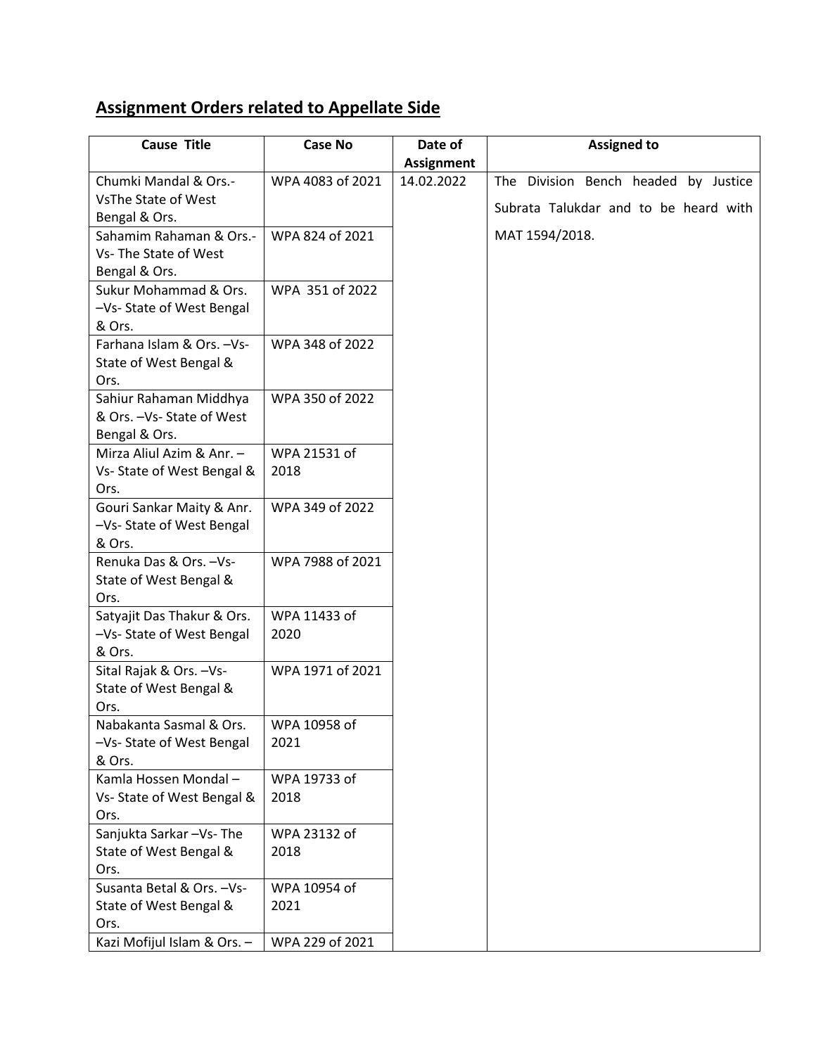## Assignment Orders related to Appellate Side

| Cause Title | Case No | Date of Assignment | Assigned to |
|---|---|---|---|
| Chumki Mandal & Ors.-VsThe State of West Bengal & Ors. | WPA 4083 of 2021 | 14.02.2022 | The Division Bench headed by Justice Subrata Talukdar and to be heard with MAT 1594/2018. |
| Sahamim Rahaman & Ors.-Vs- The State of West Bengal & Ors. | WPA 824 of 2021 | | |
| Sukur Mohammad & Ors. –Vs- State of West Bengal & Ors. | WPA 351 of 2022 | | |
| Farhana Islam & Ors. –Vs- State of West Bengal & Ors. | WPA 348 of 2022 | | |
| Sahiur Rahaman Middhya & Ors. –Vs- State of West Bengal & Ors. | WPA 350 of 2022 | | |
| Mirza Aliul Azim & Anr. –Vs- State of West Bengal & Ors. | WPA 21531 of 2018 | | |
| Gouri Sankar Maity & Anr. –Vs- State of West Bengal & Ors. | WPA 349 of 2022 | | |
| Renuka Das & Ors. –Vs- State of West Bengal & Ors. | WPA 7988 of 2021 | | |
| Satyajit Das Thakur & Ors. –Vs- State of West Bengal & Ors. | WPA 11433 of 2020 | | |
| Sital Rajak & Ors. –Vs- State of West Bengal & Ors. | WPA 1971 of 2021 | | |
| Nabakanta Sasmal & Ors. –Vs- State of West Bengal & Ors. | WPA 10958 of 2021 | | |
| Kamla Hossen Mondal –Vs- State of West Bengal & Ors. | WPA 19733 of 2018 | | |
| Sanjukta Sarkar –Vs- The State of West Bengal & Ors. | WPA 23132 of 2018 | | |
| Susanta Betal & Ors. –Vs- State of West Bengal & Ors. | WPA 10954 of 2021 | | |
| Kazi Mofijul Islam & Ors. – | WPA 229 of 2021 | | |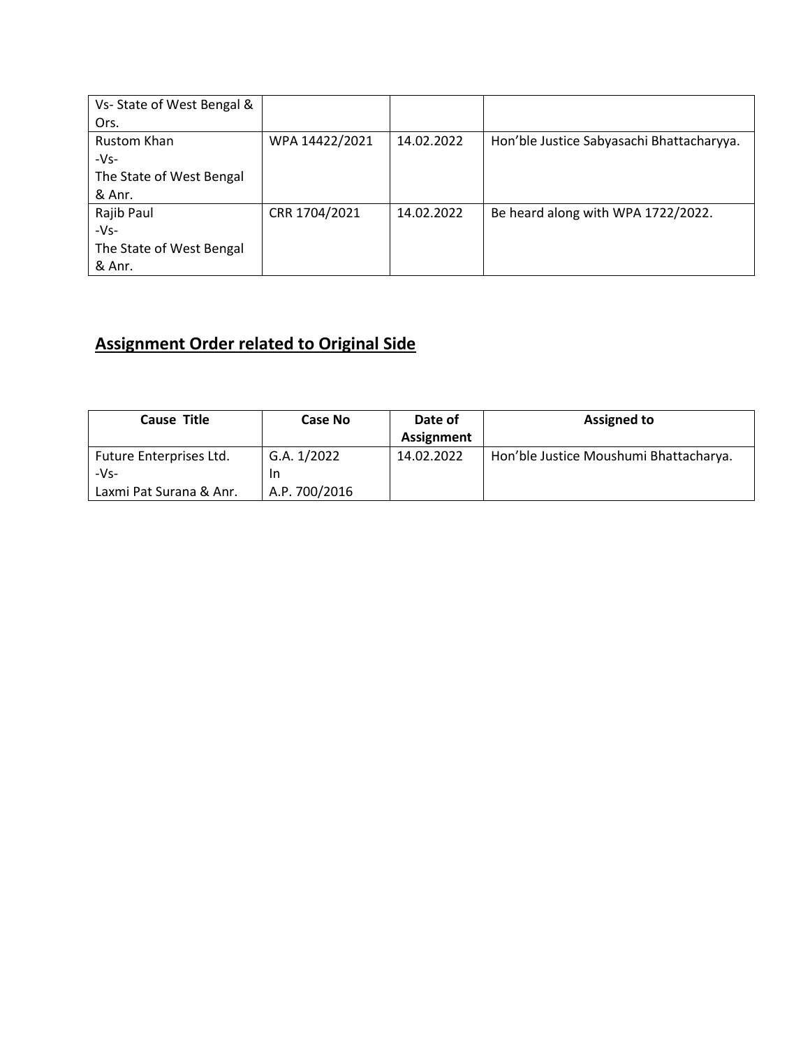| | | | |
|---|---|---|---|
| Vs- State of West Bengal & Ors. | | | |
| Rustom Khan -Vs- The State of West Bengal & Anr. | WPA 14422/2021 | 14.02.2022 | Hon'ble Justice Sabyasachi Bhattacharyya. |
| Rajib Paul -Vs- The State of West Bengal & Anr. | CRR 1704/2021 | 14.02.2022 | Be heard along with WPA 1722/2022. |

## **Assignment Order related to Original Side**

| Cause Title | Case No | Date of Assignment | Assigned to |
|---|---|---|---|
| Future Enterprises Ltd. -Vs- Laxmi Pat Surana & Anr. | G.A. 1/2022 In A.P. 700/2016 | 14.02.2022 | Hon'ble Justice Moushumi Bhattacharya. |